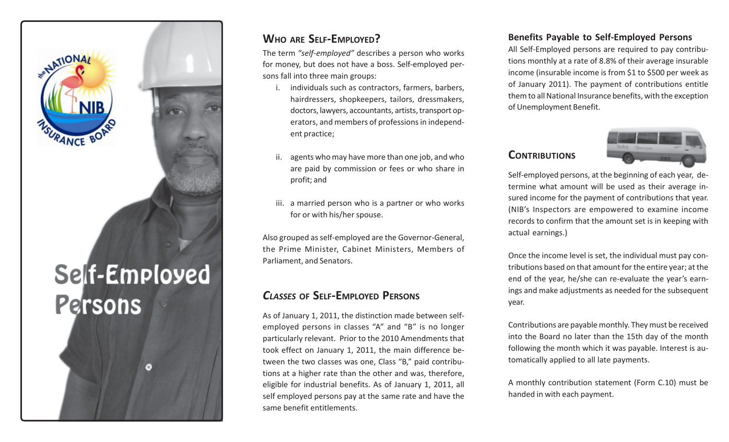# Self-Employed Persons

## Who are Self-Employed?

The term *"self-employed"* describes a person who works for money, but does not have a boss. Self-employed persons fall into three main groups:

i. individuals such as contractors, farmers, barbers, hairdressers, shopkeepers, tailors, dressmakers, doctors, lawyers, accountants, artists, transport operators, and members of professions in independent practice;

ii. agents who may have more than one job, and who are paid by commission or fees or who share in profit; and

iii. a married person who is a partner or who works for or with his/her spouse.

Also grouped as self-employed are the Governor-General, the Prime Minister, Cabinet Ministers, Members of Parliament, and Senators.

## *Classes* of Self-Employed Persons

As of January 1, 2011, the distinction made between self-employed persons in classes "A" and "B" is no longer particularly relevant. Prior to the 2010 Amendments that took effect on January 1, 2011, the main difference between the two classes was one, Class "B," paid contributions at a higher rate than the other and was, therefore, eligible for industrial benefits. As of January 1, 2011, all self employed persons pay at the same rate and have the same benefit entitlements.

### Benefits Payable to Self-Employed Persons

All Self-Employed persons are required to pay contributions monthly at a rate of 8.8% of their average insurable income (insurable income is from $1 to $500 per week as of January 2011). The payment of contributions entitle them to all National Insurance benefits, with the exception of Unemployment Benefit.

## Contributions

Self-employed persons, at the beginning of each year, determine what amount will be used as their average insured income for the payment of contributions that year. (NIB's Inspectors are empowered to examine income records to confirm that the amount set is in keeping with actual earnings.)

Once the income level is set, the individual must pay contributions based on that amount for the entire year; at the end of the year, he/she can re-evaluate the year's earnings and make adjustments as needed for the subsequent year.

Contributions are payable monthly. They must be received into the Board no later than the 15th day of the month following the month which it was payable. Interest is automatically applied to all late payments.

A monthly contribution statement (Form C.10) must be handed in with each payment.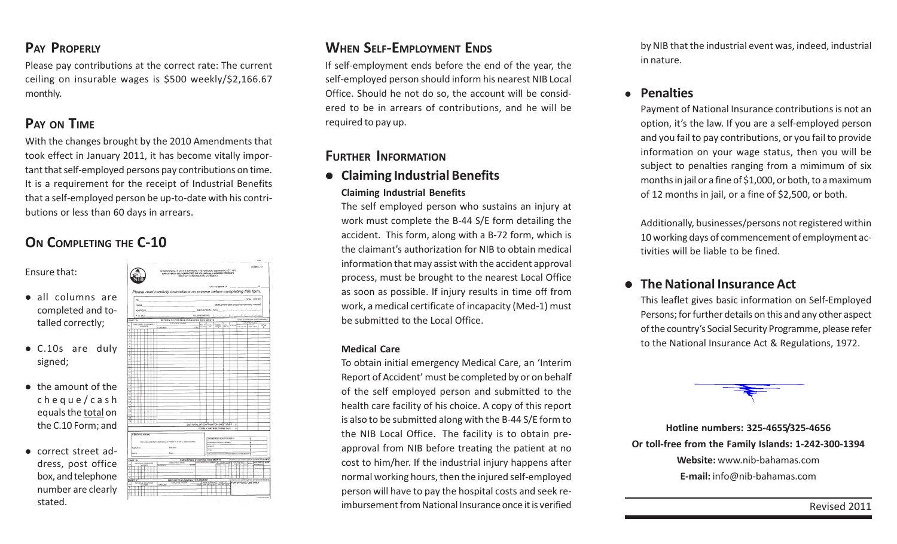## Pay Properly

Please pay contributions at the correct rate: The current ceiling on insurable wages is $500 weekly/$2,166.67 monthly.

## Pay on Time

With the changes brought by the 2010 Amendments that took effect in January 2011, it has become vitally important that self-employed persons pay contributions on time. It is a requirement for the receipt of Industrial Benefits that a self-employed person be up-to-date with his contributions or less than 60 days in arrears.

## On Completing the C-10

Ensure that:

- all columns are completed and totalled correctly;
- C.10s are duly signed;
- the amount of the cheque/cash equals the total on the C.10 Form; and
- correct street address, post office box, and telephone number are clearly stated.

## When Self-Employment Ends

If self-employment ends before the end of the year, the self-employed person should inform his nearest NIB Local Office. Should he not do so, the account will be considered to be in arrears of contributions, and he will be required to pay up.

## Further Information

### Claiming Industrial Benefits

**Claiming Industrial Benefits**

The self employed person who sustains an injury at work must complete the B-44 S/E form detailing the accident. This form, along with a B-72 form, which is the claimant's authorization for NIB to obtain medical information that may assist with the accident approval process, must be brought to the nearest Local Office as soon as possible. If injury results in time off from work, a medical certificate of incapacity (Med-1) must be submitted to the Local Office.

**Medical Care**

To obtain initial emergency Medical Care, an 'Interim Report of Accident' must be completed by or on behalf of the self employed person and submitted to the health care facility of his choice. A copy of this report is also to be submitted along with the B-44 S/E form to the NIB Local Office. The facility is to obtain pre-approval from NIB before treating the patient at no cost to him/her. If the industrial injury happens after normal working hours, then the injured self-employed person will have to pay the hospital costs and seek reimbursement from National Insurance once it is verified by NIB that the industrial event was, indeed, industrial in nature.

### Penalties

Payment of National Insurance contributions is not an option, it's the law. If you are a self-employed person and you fail to pay contributions, or you fail to provide information on your wage status, then you will be subject to penalties ranging from a mimimum of six months in jail or a fine of $1,000, or both, to a maximum of 12 months in jail, or a fine of $2,500, or both.

Additionally, businesses/persons not registered within 10 working days of commencement of employment activities will be liable to be fined.

### The National Insurance Act

This leaflet gives basic information on Self-Employed Persons; for further details on this and any other aspect of the country's Social Security Programme, please refer to the National Insurance Act & Regulations, 1972.

**Hotline numbers: 325-4655/325-4656**
**Or toll-free from the Family Islands: 1-242-300-1394**
**Website:** www.nib-bahamas.com
**E-mail:** info@nib-bahamas.com

Revised 2011